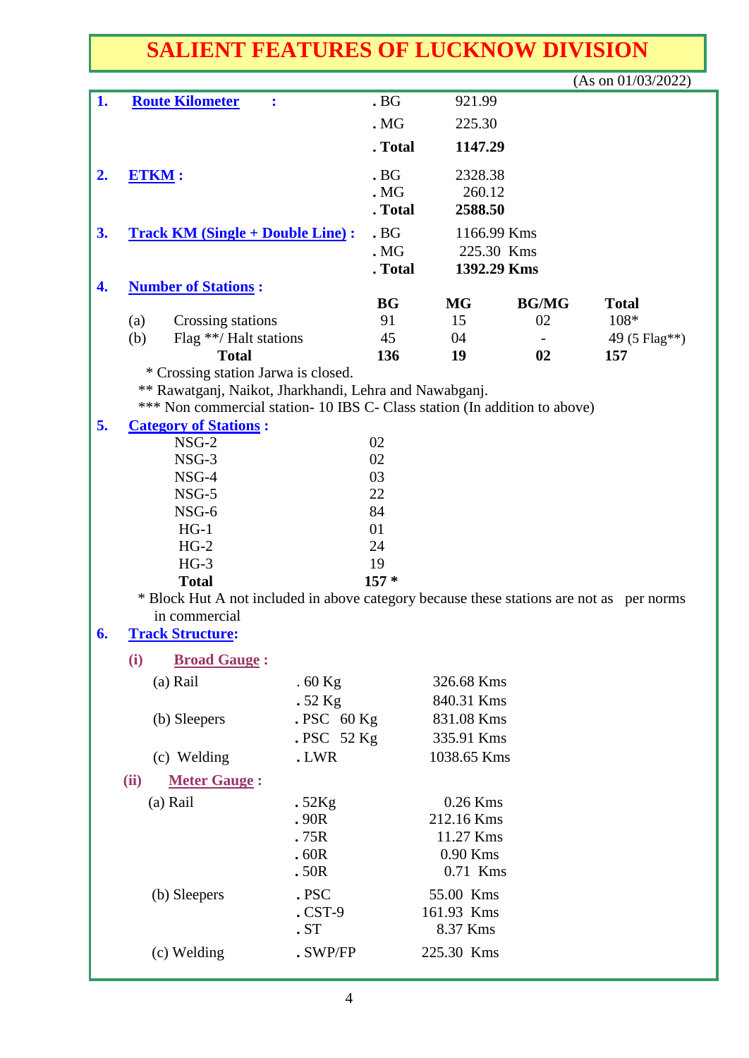# SALIENT FEATURES OF LUCKNOW DIVISION

(As on 01/03/2022)

**1. Route Kilometer :**

| | |
|---|---|
| . BG | 921.99 |
| . MG | 225.30 |
| **. Total** | **1147.29** |

**2. ETKM :**

| | |
|---|---|
| . BG | 2328.38 |
| . MG | 260.12 |
| **. Total** | **2588.50** |

**3. Track KM (Single + Double Line) :**

| | |
|---|---|
| . BG | 1166.99 Kms |
| . MG | 225.30 Kms |
| **. Total** | **1392.29 Kms** |

**4. Number of Stations :**

| | BG | MG | BG/MG | Total |
|---|---|---|---|---|
| (a) Crossing stations | 91 | 15 | 02 | 108* |
| (b) Flag **/ Halt stations | 45 | 04 | - | 49 (5 Flag**) |
| **Total** | **136** | **19** | **02** | **157** |

* Crossing station Jarwa is closed.

** Rawatganj, Naikot, Jharkhandi, Lehra and Nawabganj.

*** Non commercial station- 10 IBS C- Class station (In addition to above)

**5. Category of Stations :**

| | |
|---|---|
| NSG-2 | 02 |
| NSG-3 | 02 |
| NSG-4 | 03 |
| NSG-5 | 22 |
| NSG-6 | 84 |
| HG-1 | 01 |
| HG-2 | 24 |
| HG-3 | 19 |
| **Total** | **157 *** |

* Block Hut A not included in above category because these stations are not as per norms in commercial

**6. Track Structure:**

**(i) Broad Gauge :**

| | | |
|---|---|---|
| (a) Rail | . 60 Kg | 326.68 Kms |
| | . 52 Kg | 840.31 Kms |
| (b) Sleepers | . PSC 60 Kg | 831.08 Kms |
| | . PSC 52 Kg | 335.91 Kms |
| (c) Welding | . LWR | 1038.65 Kms |

**(ii) Meter Gauge :**

| | | |
|---|---|---|
| (a) Rail | . 52Kg | 0.26 Kms |
| | . 90R | 212.16 Kms |
| | . 75R | 11.27 Kms |
| | . 60R | 0.90 Kms |
| | . 50R | 0.71 Kms |
| (b) Sleepers | . PSC | 55.00 Kms |
| | . CST-9 | 161.93 Kms |
| | . ST | 8.37 Kms |
| (c) Welding | . SWP/FP | 225.30 Kms |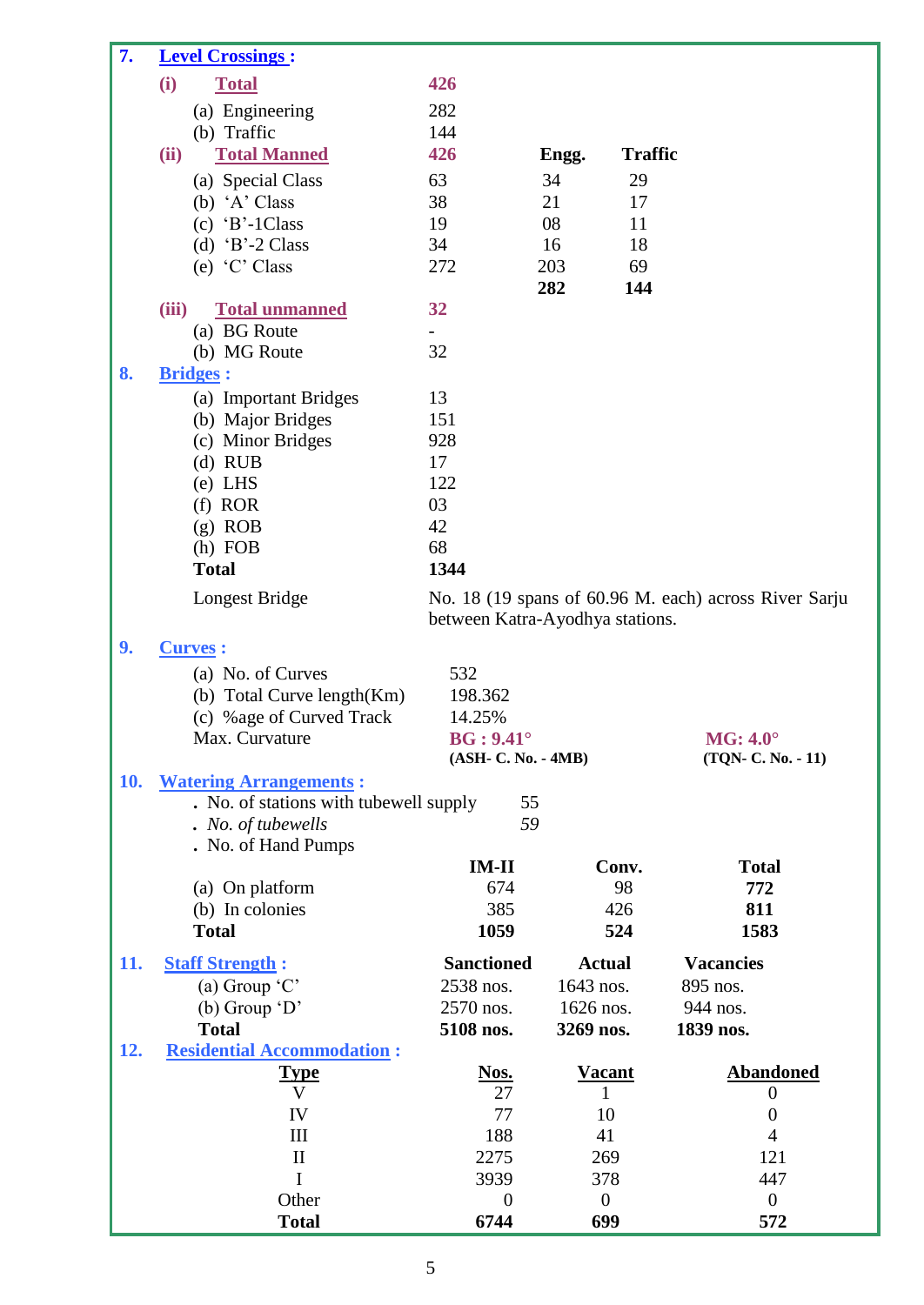**7. Level Crossings :**

**(i) Total** — **426**

- (a) Engineering — 282
- (b) Traffic — 144

| **(ii) Total Manned** | **426** | **Engg.** | **Traffic** |
|---|---|---|---|
| (a) Special Class | 63 | 34 | 29 |
| (b) 'A' Class | 38 | 21 | 17 |
| (c) 'B'-1Class | 19 | 08 | 11 |
| (d) 'B'-2 Class | 34 | 16 | 18 |
| (e) 'C' Class | 272 | 203 | 69 |
| | | **282** | **144** |

**(iii) Total unmanned** — **32**

- (a) BG Route — -
- (b) MG Route — 32

**8. Bridges :**

| | |
|---|---|
| (a) Important Bridges | 13 |
| (b) Major Bridges | 151 |
| (c) Minor Bridges | 928 |
| (d) RUB | 17 |
| (e) LHS | 122 |
| (f) ROR | 03 |
| (g) ROB | 42 |
| (h) FOB | 68 |
| **Total** | **1344** |
| Longest Bridge | No. 18 (19 spans of 60.96 M. each) across River Sarju between Katra-Ayodhya stations. |

**9. Curves :**

| | | |
|---|---|---|
| (a) No. of Curves | 532 | |
| (b) Total Curve length(Km) | 198.362 | |
| (c) %age of Curved Track | 14.25% | |
| Max. Curvature | **BG : 9.41°** **(ASH- C. No. - 4MB)** | **MG: 4.0°** **(TQN- C. No. - 11)** |

**10. Watering Arrangements :**

- No. of stations with tubewell supply — 55
- *No. of tubewells* — *59*
- No. of Hand Pumps

| | **IM-II** | **Conv.** | **Total** |
|---|---|---|---|
| (a) On platform | 674 | 98 | **772** |
| (b) In colonies | 385 | 426 | **811** |
| **Total** | **1059** | **524** | **1583** |

**11. Staff Strength :**

| | **Sanctioned** | **Actual** | **Vacancies** |
|---|---|---|---|
| (a) Group 'C' | 2538 nos. | 1643 nos. | 895 nos. |
| (b) Group 'D' | 2570 nos. | 1626 nos. | 944 nos. |
| **Total** | **5108 nos.** | **3269 nos.** | **1839 nos.** |

**12. Residential Accommodation :**

| **Type** | **Nos.** | **Vacant** | **Abandoned** |
|---|---|---|---|
| V | 27 | 1 | 0 |
| IV | 77 | 10 | 0 |
| III | 188 | 41 | 4 |
| II | 2275 | 269 | 121 |
| I | 3939 | 378 | 447 |
| Other | 0 | 0 | 0 |
| **Total** | **6744** | **699** | **572** |